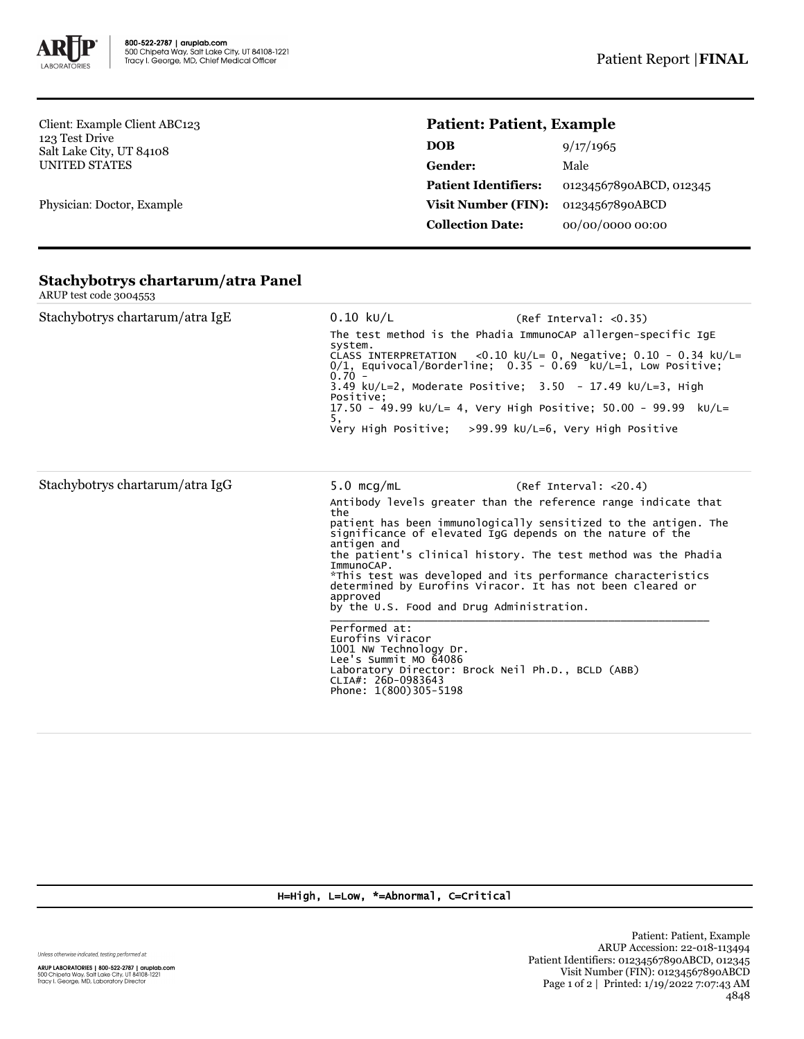Client: Example Client ABC123
123 Test Drive
Salt Lake City, UT 84108
UNITED STATES

Physician: Doctor, Example

## Patient: Patient, Example

| | |
|---|---|
| **DOB** | 9/17/1965 |
| **Gender:** | Male |
| **Patient Identifiers:** | 01234567890ABCD, 012345 |
| **Visit Number (FIN):** | 01234567890ABCD |
| **Collection Date:** | 00/00/0000 00:00 |

## Stachybotrys chartarum/atra Panel

ARUP test code 3004553

**Stachybotrys chartarum/atra IgE**

0.10 kU/L (Ref Interval: <0.35)

The test method is the Phadia ImmunoCAP allergen-specific IgE system.
CLASS INTERPRETATION <0.10 kU/L= 0, Negative; 0.10 - 0.34 kU/L= 0/1, Equivocal/Borderline; 0.35 - 0.69 kU/L=1, Low Positive; 0.70 -
3.49 kU/L=2, Moderate Positive; 3.50 - 17.49 kU/L=3, High Positive;
17.50 - 49.99 kU/L= 4, Very High Positive; 50.00 - 99.99 kU/L= 5,
Very High Positive; >99.99 kU/L=6, Very High Positive

**Stachybotrys chartarum/atra IgG**

5.0 mcg/mL (Ref Interval: <20.4)

Antibody levels greater than the reference range indicate that the
patient has been immunologically sensitized to the antigen. The significance of elevated IgG depends on the nature of the antigen and
the patient's clinical history. The test method was the Phadia ImmunoCAP.
*This test was developed and its performance characteristics determined by Eurofins Viracor. It has not been cleared or approved
by the U.S. Food and Drug Administration.

Performed at:
Eurofins Viracor
1001 NW Technology Dr.
Lee's Summit MO 64086
Laboratory Director: Brock Neil Ph.D., BCLD (ABB)
CLIA#: 26D-0983643
Phone: 1(800)305-5198

H=High, L=Low, *=Abnormal, C=Critical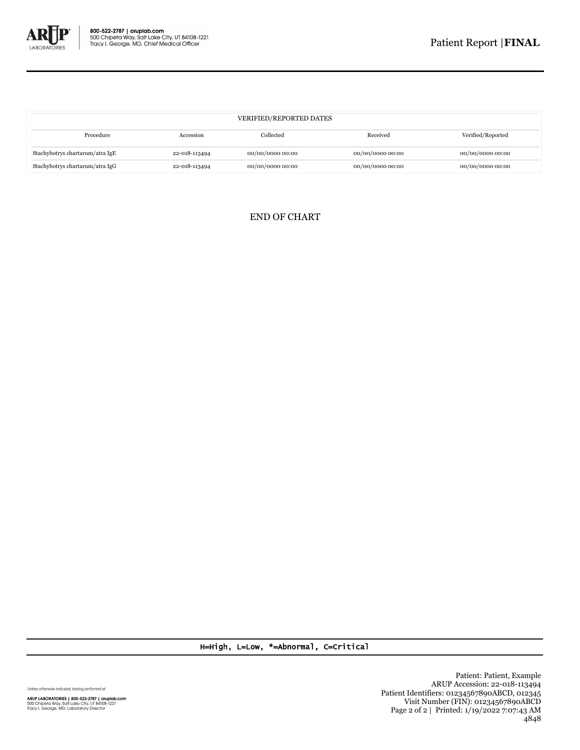| VERIFIED/REPORTED DATES | | | | |
|---|---|---|---|---|
| Procedure | Accession | Collected | Received | Verified/Reported |
| Stachybotrys chartarum/atra IgE | 22-018-113494 | 00/00/0000 00:00 | 00/00/0000 00:00 | 00/00/0000 00:00 |
| Stachybotrys chartarum/atra IgG | 22-018-113494 | 00/00/0000 00:00 | 00/00/0000 00:00 | 00/00/0000 00:00 |

END OF CHART

H=High, L=Low, *=Abnormal, C=Critical

Unless otherwise indicated, testing performed at:

ARUP LABORATORIES | 800-522-2787 | aruplab.com
500 Chipeta Way, Salt Lake City, UT 84108-1221
Tracy I. George, MD, Laboratory Director

Patient: Patient, Example
ARUP Accession: 22-018-113494
Patient Identifiers: 01234567890ABCD, 012345
Visit Number (FIN): 01234567890ABCD
Printed: 1/19/2022 7:07:43 AM
4848